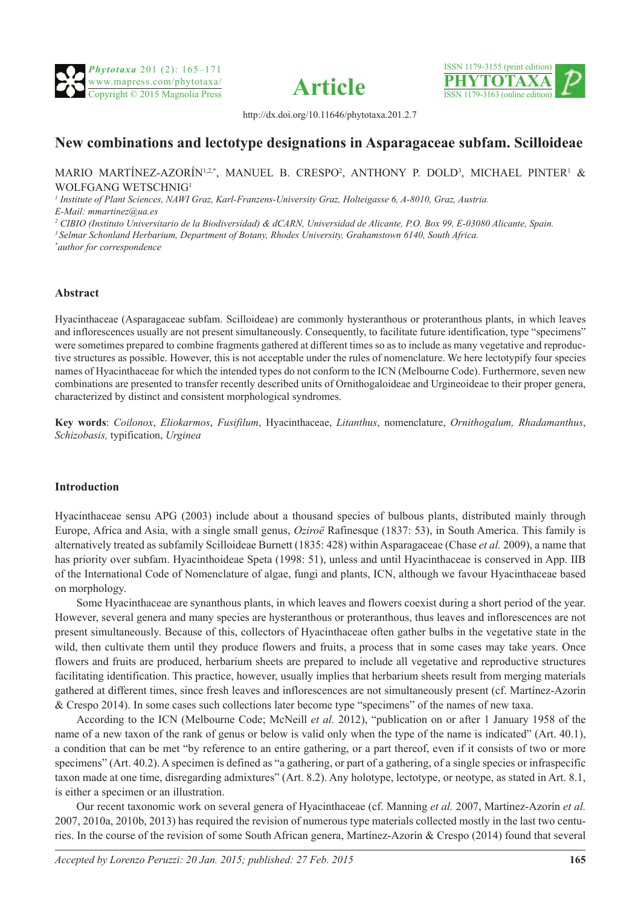http://dx.doi.org/10.11646/phytotaxa.201.2.7

# New combinations and lectotype designations in Asparagaceae subfam. Scilloideae

MARIO MARTÍNEZ-AZORÍN[1,2,*], MANUEL B. CRESPO[2], ANTHONY P. DOLD[3], MICHAEL PINTER[1] & WOLFGANG WETSCHNIG[1]

[1] *Institute of Plant Sciences, NAWI Graz, Karl-Franzens-University Graz, Holteigasse 6, A-8010, Graz, Austria. E-Mail: mmartinez@ua.es*

[2] *CIBIO (Instituto Universitario de la Biodiversidad) & dCARN, Universidad de Alicante, P.O. Box 99, E-03080 Alicante, Spain.*

[3] *Selmar Schonland Herbarium, Department of Botany, Rhodes University, Grahamstown 6140, South Africa.*

[*] *author for correspondence*

## Abstract

Hyacinthaceae (Asparagaceae subfam. Scilloideae) are commonly hysteranthous or proteranthous plants, in which leaves and inflorescences usually are not present simultaneously. Consequently, to facilitate future identification, type "specimens" were sometimes prepared to combine fragments gathered at different times so as to include as many vegetative and reproductive structures as possible. However, this is not acceptable under the rules of nomenclature. We here lectotypify four species names of Hyacinthaceae for which the intended types do not conform to the ICN (Melbourne Code). Furthermore, seven new combinations are presented to transfer recently described units of Ornithogaloideae and Urgineoideae to their proper genera, characterized by distinct and consistent morphological syndromes.

**Key words**: *Coilonox*, *Eliokarmos*, *Fusifilum*, Hyacinthaceae, *Litanthus*, nomenclature, *Ornithogalum, Rhadamanthus*, *Schizobasis,* typification, *Urginea*

## Introduction

Hyacinthaceae sensu APG (2003) include about a thousand species of bulbous plants, distributed mainly through Europe, Africa and Asia, with a single small genus, *Oziroë* Rafinesque (1837: 53), in South America. This family is alternatively treated as subfamily Scilloideae Burnett (1835: 428) within Asparagaceae (Chase *et al.* 2009), a name that has priority over subfam. Hyacinthoideae Speta (1998: 51), unless and until Hyacinthaceae is conserved in App. IIB of the International Code of Nomenclature of algae, fungi and plants, ICN, although we favour Hyacinthaceae based on morphology.

Some Hyacinthaceae are synanthous plants, in which leaves and flowers coexist during a short period of the year. However, several genera and many species are hysteranthous or proteranthous, thus leaves and inflorescences are not present simultaneously. Because of this, collectors of Hyacinthaceae often gather bulbs in the vegetative state in the wild, then cultivate them until they produce flowers and fruits, a process that in some cases may take years. Once flowers and fruits are produced, herbarium sheets are prepared to include all vegetative and reproductive structures facilitating identification. This practice, however, usually implies that herbarium sheets result from merging materials gathered at different times, since fresh leaves and inflorescences are not simultaneously present (cf. Martínez-Azorín & Crespo 2014). In some cases such collections later become type "specimens" of the names of new taxa.

According to the ICN (Melbourne Code; McNeill *et al.* 2012), "publication on or after 1 January 1958 of the name of a new taxon of the rank of genus or below is valid only when the type of the name is indicated" (Art. 40.1), a condition that can be met "by reference to an entire gathering, or a part thereof, even if it consists of two or more specimens" (Art. 40.2). A specimen is defined as "a gathering, or part of a gathering, of a single species or infraspecific taxon made at one time, disregarding admixtures" (Art. 8.2). Any holotype, lectotype, or neotype, as stated in Art. 8.1, is either a specimen or an illustration.

Our recent taxonomic work on several genera of Hyacinthaceae (cf. Manning *et al.* 2007, Martínez-Azorín *et al.* 2007, 2010a, 2010b, 2013) has required the revision of numerous type materials collected mostly in the last two centuries. In the course of the revision of some South African genera, Martínez-Azorín & Crespo (2014) found that several

*Accepted by Lorenzo Peruzzi: 20 Jan. 2015; published: 27 Feb. 2015*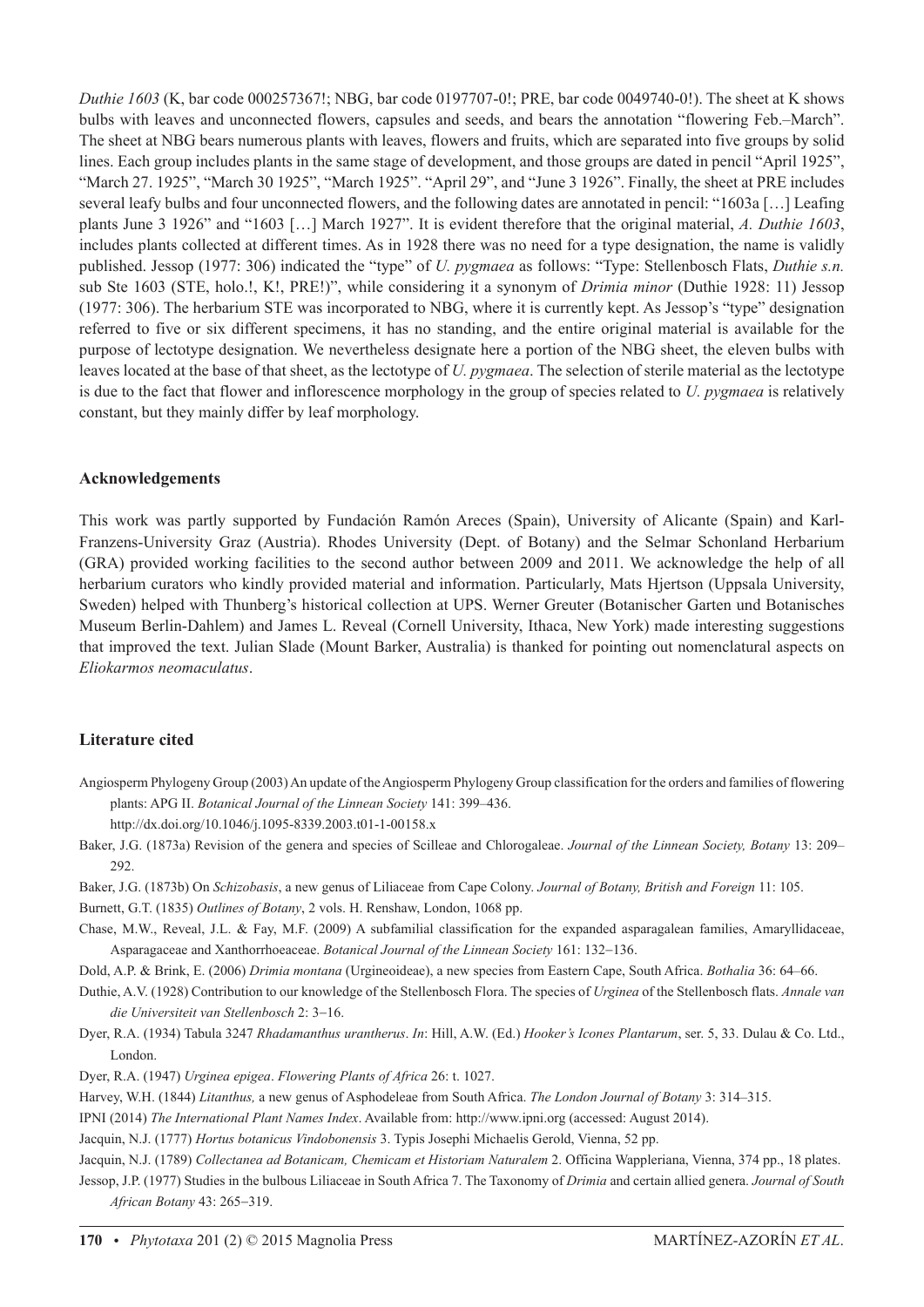*Duthie 1603* (K, bar code 000257367!; NBG, bar code 0197707-0!; PRE, bar code 0049740-0!). The sheet at K shows bulbs with leaves and unconnected flowers, capsules and seeds, and bears the annotation "flowering Feb.–March". The sheet at NBG bears numerous plants with leaves, flowers and fruits, which are separated into five groups by solid lines. Each group includes plants in the same stage of development, and those groups are dated in pencil "April 1925", "March 27. 1925", "March 30 1925", "March 1925". "April 29", and "June 3 1926". Finally, the sheet at PRE includes several leafy bulbs and four unconnected flowers, and the following dates are annotated in pencil: "1603a […] Leafing plants June 3 1926" and "1603 […] March 1927". It is evident therefore that the original material, *A. Duthie 1603*, includes plants collected at different times. As in 1928 there was no need for a type designation, the name is validly published. Jessop (1977: 306) indicated the "type" of *U. pygmaea* as follows: "Type: Stellenbosch Flats, *Duthie s.n.* sub Ste 1603 (STE, holo.!, K!, PRE!)", while considering it a synonym of *Drimia minor* (Duthie 1928: 11) Jessop (1977: 306). The herbarium STE was incorporated to NBG, where it is currently kept. As Jessop's "type" designation referred to five or six different specimens, it has no standing, and the entire original material is available for the purpose of lectotype designation. We nevertheless designate here a portion of the NBG sheet, the eleven bulbs with leaves located at the base of that sheet, as the lectotype of *U. pygmaea*. The selection of sterile material as the lectotype is due to the fact that flower and inflorescence morphology in the group of species related to *U. pygmaea* is relatively constant, but they mainly differ by leaf morphology.

## Acknowledgements

This work was partly supported by Fundación Ramón Areces (Spain), University of Alicante (Spain) and Karl-Franzens-University Graz (Austria). Rhodes University (Dept. of Botany) and the Selmar Schonland Herbarium (GRA) provided working facilities to the second author between 2009 and 2011. We acknowledge the help of all herbarium curators who kindly provided material and information. Particularly, Mats Hjertson (Uppsala University, Sweden) helped with Thunberg's historical collection at UPS. Werner Greuter (Botanischer Garten und Botanisches Museum Berlin-Dahlem) and James L. Reveal (Cornell University, Ithaca, New York) made interesting suggestions that improved the text. Julian Slade (Mount Barker, Australia) is thanked for pointing out nomenclatural aspects on *Eliokarmos neomaculatus*.

## Literature cited

Angiosperm Phylogeny Group (2003) An update of the Angiosperm Phylogeny Group classification for the orders and families of flowering plants: APG II. *Botanical Journal of the Linnean Society* 141: 399–436. http://dx.doi.org/10.1046/j.1095-8339.2003.t01-1-00158.x

Baker, J.G. (1873a) Revision of the genera and species of Scilleae and Chlorogaleae. *Journal of the Linnean Society, Botany* 13: 209–292.

Baker, J.G. (1873b) On *Schizobasis*, a new genus of Liliaceae from Cape Colony. *Journal of Botany, British and Foreign* 11: 105.

Burnett, G.T. (1835) *Outlines of Botany*, 2 vols. H. Renshaw, London, 1068 pp.

Chase, M.W., Reveal, J.L. & Fay, M.F. (2009) A subfamilial classification for the expanded asparagalean families, Amaryllidaceae, Asparagaceae and Xanthorrhoeaceae. *Botanical Journal of the Linnean Society* 161: 132–136.

Dold, A.P. & Brink, E. (2006) *Drimia montana* (Urgineoideae), a new species from Eastern Cape, South Africa. *Bothalia* 36: 64–66.

Duthie, A.V. (1928) Contribution to our knowledge of the Stellenbosch Flora. The species of *Urginea* of the Stellenbosch flats. *Annale van die Universiteit van Stellenbosch* 2: 3–16.

Dyer, R.A. (1934) Tabula 3247 *Rhadamanthus urantherus*. *In*: Hill, A.W. (Ed.) *Hooker's Icones Plantarum*, ser. 5, 33. Dulau & Co. Ltd., London.

Dyer, R.A. (1947) *Urginea epigea*. *Flowering Plants of Africa* 26: t. 1027.

Harvey, W.H. (1844) *Litanthus,* a new genus of Asphodeleae from South Africa. *The London Journal of Botany* 3: 314–315.

IPNI (2014) *The International Plant Names Index*. Available from: http://www.ipni.org (accessed: August 2014).

Jacquin, N.J. (1777) *Hortus botanicus Vindobonensis* 3. Typis Josephi Michaelis Gerold, Vienna, 52 pp.

Jacquin, N.J. (1789) *Collectanea ad Botanicam, Chemicam et Historiam Naturalem* 2. Officina Wappleriana, Vienna, 374 pp., 18 plates.

Jessop, J.P. (1977) Studies in the bulbous Liliaceae in South Africa 7. The Taxonomy of *Drimia* and certain allied genera. *Journal of South African Botany* 43: 265–319.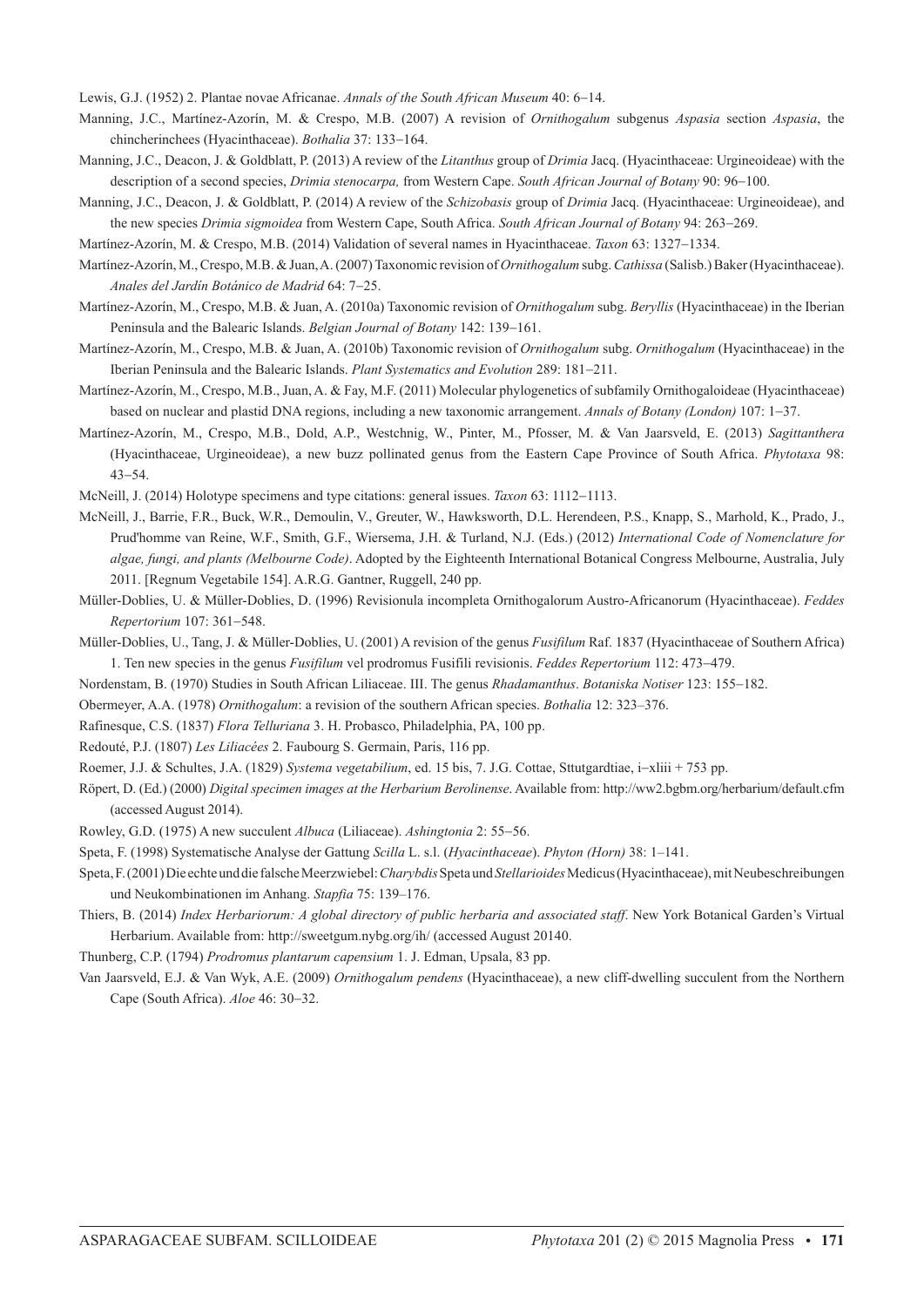Lewis, G.J. (1952) 2. Plantae novae Africanae. *Annals of the South African Museum* 40: 6−14.

Manning, J.C., Martínez-Azorín, M. & Crespo, M.B. (2007) A revision of *Ornithogalum* subgenus *Aspasia* section *Aspasia*, the chincherinchees (Hyacinthaceae). *Bothalia* 37: 133−164.

Manning, J.C., Deacon, J. & Goldblatt, P. (2013) A review of the *Litanthus* group of *Drimia* Jacq. (Hyacinthaceae: Urgineoideae) with the description of a second species, *Drimia stenocarpa,* from Western Cape. *South African Journal of Botany* 90: 96−100.

Manning, J.C., Deacon, J. & Goldblatt, P. (2014) A review of the *Schizobasis* group of *Drimia* Jacq. (Hyacinthaceae: Urgineoideae), and the new species *Drimia sigmoidea* from Western Cape, South Africa. *South African Journal of Botany* 94: 263−269.

Martínez-Azorín, M. & Crespo, M.B. (2014) Validation of several names in Hyacinthaceae. *Taxon* 63: 1327−1334.

Martínez-Azorín, M., Crespo, M.B. & Juan, A. (2007) Taxonomic revision of *Ornithogalum* subg. *Cathissa* (Salisb.) Baker (Hyacinthaceae). *Anales del Jardín Botánico de Madrid* 64: 7−25.

Martínez-Azorín, M., Crespo, M.B. & Juan, A. (2010a) Taxonomic revision of *Ornithogalum* subg. *Beryllis* (Hyacinthaceae) in the Iberian Peninsula and the Balearic Islands. *Belgian Journal of Botany* 142: 139−161.

Martínez-Azorín, M., Crespo, M.B. & Juan, A. (2010b) Taxonomic revision of *Ornithogalum* subg. *Ornithogalum* (Hyacinthaceae) in the Iberian Peninsula and the Balearic Islands. *Plant Systematics and Evolution* 289: 181−211.

Martínez-Azorín, M., Crespo, M.B., Juan, A. & Fay, M.F. (2011) Molecular phylogenetics of subfamily Ornithogaloideae (Hyacinthaceae) based on nuclear and plastid DNA regions, including a new taxonomic arrangement. *Annals of Botany (London)* 107: 1−37.

Martínez-Azorín, M., Crespo, M.B., Dold, A.P., Westchnig, W., Pinter, M., Pfosser, M. & Van Jaarsveld, E. (2013) *Sagittanthera* (Hyacinthaceae, Urgineoideae), a new buzz pollinated genus from the Eastern Cape Province of South Africa. *Phytotaxa* 98: 43−54.

McNeill, J. (2014) Holotype specimens and type citations: general issues. *Taxon* 63: 1112−1113.

McNeill, J., Barrie, F.R., Buck, W.R., Demoulin, V., Greuter, W., Hawksworth, D.L. Herendeen, P.S., Knapp, S., Marhold, K., Prado, J., Prud'homme van Reine, W.F., Smith, G.F., Wiersema, J.H. & Turland, N.J. (Eds.) (2012) *International Code of Nomenclature for algae, fungi, and plants (Melbourne Code)*. Adopted by the Eighteenth International Botanical Congress Melbourne, Australia, July 2011. [Regnum Vegetabile 154]. A.R.G. Gantner, Ruggell, 240 pp.

Müller-Doblies, U. & Müller-Doblies, D. (1996) Revisionula incompleta Ornithogalorum Austro-Africanorum (Hyacinthaceae). *Feddes Repertorium* 107: 361−548.

Müller-Doblies, U., Tang, J. & Müller-Doblies, U. (2001) A revision of the genus *Fusifilum* Raf. 1837 (Hyacinthaceae of Southern Africa) 1. Ten new species in the genus *Fusifilum* vel prodromus Fusifili revisionis. *Feddes Repertorium* 112: 473−479.

Nordenstam, B. (1970) Studies in South African Liliaceae. III. The genus *Rhadamanthus*. *Botaniska Notiser* 123: 155−182.

Obermeyer, A.A. (1978) *Ornithogalum*: a revision of the southern African species. *Bothalia* 12: 323–376.

Rafinesque, C.S. (1837) *Flora Telluriana* 3. H. Probasco, Philadelphia, PA, 100 pp.

Redouté, P.J. (1807) *Les Liliacées* 2. Faubourg S. Germain, Paris, 116 pp.

Roemer, J.J. & Schultes, J.A. (1829) *Systema vegetabilium*, ed. 15 bis, 7. J.G. Cottae, Sttutgardtiae, i−xliii + 753 pp.

Röpert, D. (Ed.) (2000) *Digital specimen images at the Herbarium Berolinense*. Available from: http://ww2.bgbm.org/herbarium/default.cfm (accessed August 2014).

Rowley, G.D. (1975) A new succulent *Albuca* (Liliaceae). *Ashingtonia* 2: 55−56.

Speta, F. (1998) Systematische Analyse der Gattung *Scilla* L. s.l. (*Hyacinthaceae*). *Phyton (Horn)* 38: 1–141.

Speta, F. (2001) Die echte und die falsche Meerzwiebel: *Charybdis* Speta und *Stellarioides* Medicus (Hyacinthaceae), mit Neubeschreibungen und Neukombinationen im Anhang. *Stapfia* 75: 139–176.

Thiers, B. (2014) *Index Herbariorum: A global directory of public herbaria and associated staff*. New York Botanical Garden's Virtual Herbarium. Available from: http://sweetgum.nybg.org/ih/ (accessed August 20140.

Thunberg, C.P. (1794) *Prodromus plantarum capensium* 1. J. Edman, Upsala, 83 pp.

Van Jaarsveld, E.J. & Van Wyk, A.E. (2009) *Ornithogalum pendens* (Hyacinthaceae), a new cliff-dwelling succulent from the Northern Cape (South Africa). *Aloe* 46: 30−32.